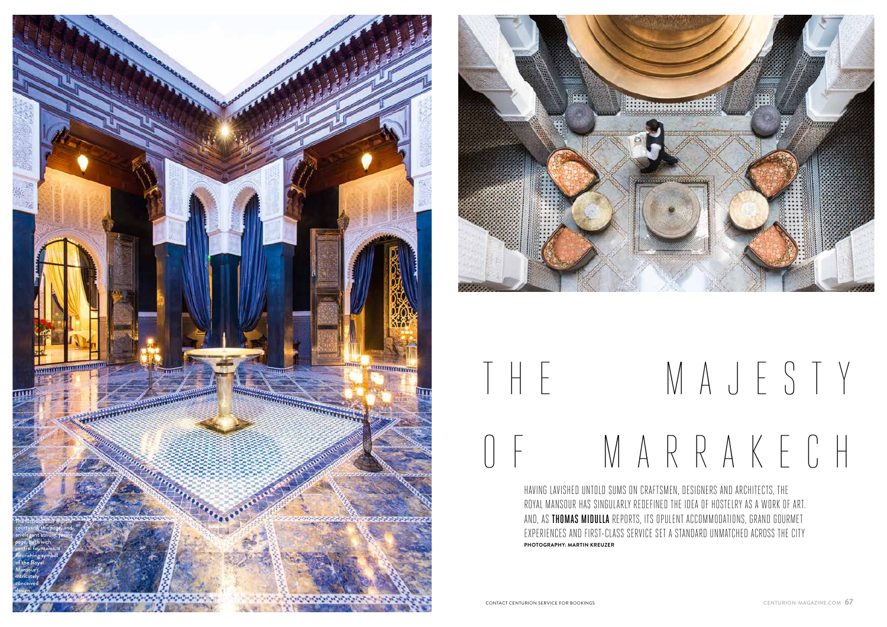The illustrious marble courtyard, this page, and an elegant atrium, facing page, both with central fountains, a flourishing symbol of the Royal Mansour's intricately conceived design

# THE MAJESTY OF MARRAKECH

HAVING LAVISHED UNTOLD SUMS ON CRAFTSMEN, DESIGNERS AND ARCHITECTS, THE ROYAL MANSOUR HAS SINGULARLY REDEFINED THE IDEA OF HOSTELRY AS A WORK OF ART. AND, AS **THOMAS MIDULLA** REPORTS, ITS OPULENT ACCOMMODATIONS, GRAND GOURMET EXPERIENCES AND FIRST-CLASS SERVICE SET A STANDARD UNMATCHED ACROSS THE CITY

**PHOTOGRAPHY: MARTIN KREUZER**

CONTACT CENTURION SERVICE FOR BOOKINGS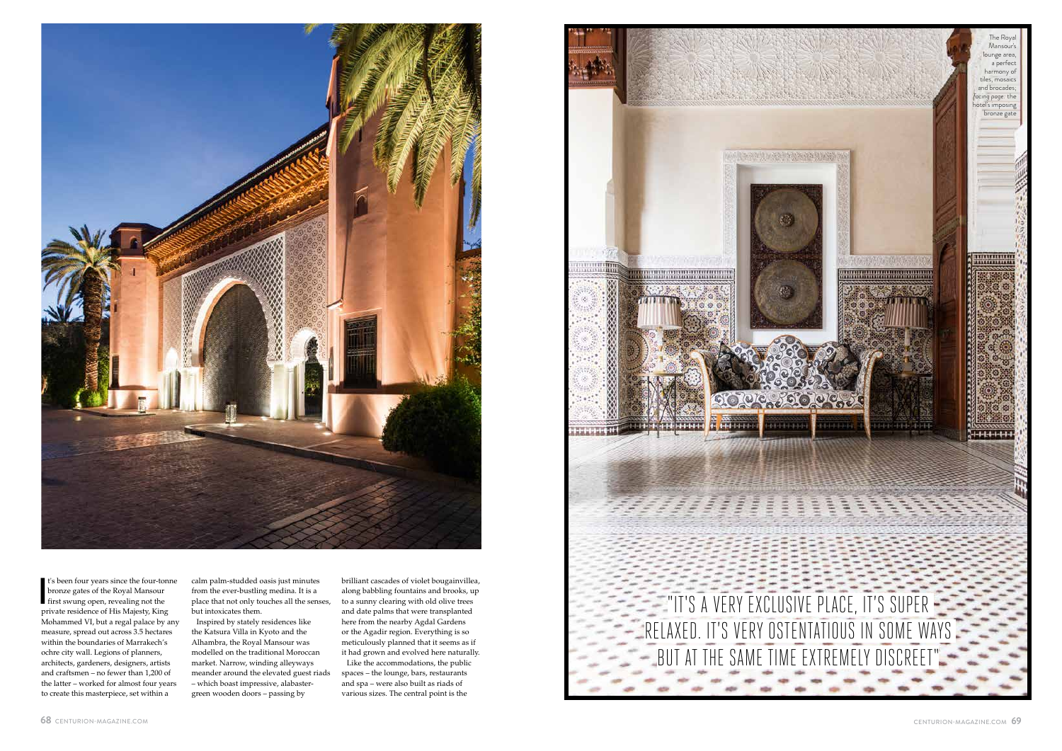It's been four years since the four-tonne bronze gates of the Royal Mansour first swung open, revealing not the private residence of His Majesty, King Mohammed VI, but a regal palace by any measure, spread out across 3.5 hectares within the boundaries of Marrakech's ochre city wall. Legions of planners, architects, gardeners, designers, artists and craftsmen – no fewer than 1,200 of the latter – worked for almost four years to create this masterpiece, set within a calm palm-studded oasis just minutes from the ever-bustling medina. It is a place that not only touches all the senses, but intoxicates them.

Inspired by stately residences like the Katsura Villa in Kyoto and the Alhambra, the Royal Mansour was modelled on the traditional Moroccan market. Narrow, winding alleyways meander around the elevated guest riads – which boast impressive, alabaster-green wooden doors – passing by brilliant cascades of violet bougainvillea, along babbling fountains and brooks, up to a sunny clearing with old olive trees and date palms that were transplanted here from the nearby Agdal Gardens or the Agadir region. Everything is so meticulously planned that it seems as if it had grown and evolved here naturally.

Like the accommodations, the public spaces – the lounge, bars, restaurants and spa – were also built as riads of various sizes. The central point is the

The Royal Mansour's lounge area, a perfect harmony of tiles, mosaics and brocades; *facing page*: the hotel's imposing bronze gate

"IT'S A VERY EXCLUSIVE PLACE, IT'S SUPER RELAXED. IT'S VERY OSTENTATIOUS IN SOME WAYS BUT AT THE SAME TIME EXTREMELY DISCREET"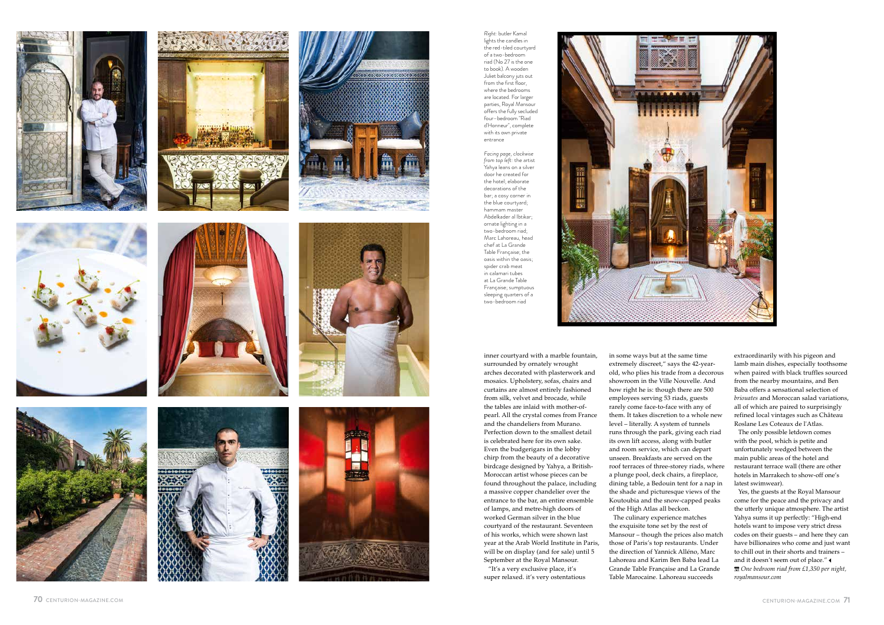*Right:* butler Kamal lights the candles in the red-tiled courtyard of a two-bedroom riad (No 27 is the one to book). A wooden Juliet balcony juts out from the first floor, where the bedrooms are located. For larger parties, Royal Mansour offers the fully secluded four-bedroom "Riad d'Honneur", complete with its own private entrance

*Facing page, clockwise from top left:* the artist Yahya leans on a silver door he created for the hotel; elaborate decorations of the bar; a cosy corner in the blue courtyard; hammam master Abdelkader al Ibtikar; ornate lighting in a two-bedroom riad; Marc Lahoreau, head chef at La Grande Table Française; the oasis within the oasis; spider crab meat in calamari tubes at La Grande Table Française; sumptuous sleeping quarters of a two-bedroom riad

inner courtyard with a marble fountain, surrounded by ornately wrought arches decorated with plasterwork and mosaics. Upholstery, sofas, chairs and curtains are almost entirely fashioned from silk, velvet and brocade, while the tables are inlaid with mother-of-pearl. All the crystal comes from France and the chandeliers from Murano. Perfection down to the smallest detail is celebrated here for its own sake. Even the budgerigars in the lobby chirp from the beauty of a decorative birdcage designed by Yahya, a British-Moroccan artist whose pieces can be found throughout the palace, including a massive copper chandelier over the entrance to the bar, an entire ensemble of lamps, and metre-high doors of worked German silver in the blue courtyard of the restaurant. Seventeen of his works, which were shown last year at the Arab World Institute in Paris, will be on display (and for sale) until 5 September at the Royal Mansour.

"It's a very exclusive place, it's super relaxed. it's very ostentatious in some ways but at the same time extremely discreet," says the 42-year-old, who plies his trade from a decorous showroom in the Ville Nouvelle. And how right he is: though there are 500 employees serving 53 riads, guests rarely come face-to-face with any of them. It takes discretion to a whole new level – literally. A system of tunnels runs through the park, giving each riad its own lift access, along with butler and room service, which can depart unseen. Breakfasts are served on the roof terraces of three-storey riads, where a plunge pool, deck chairs, a fireplace, dining table, a Bedouin tent for a nap in the shade and picturesque views of the Koutoubia and the snow-capped peaks of the High Atlas all beckon.

The culinary experience matches the exquisite tone set by the rest of Mansour – though the prices also match those of Paris's top restaurants. Under the direction of Yannick Alléno, Marc Lahoreau and Karim Ben Baba lead La Grande Table Française and La Grande Table Marocaine. Lahoreau succeeds extraordinarily with his pigeon and lamb main dishes, especially toothsome when paired with black truffles sourced from the nearby mountains, and Ben Baba offers a sensational selection of *briouates* and Moroccan salad variations, all of which are paired to surprisingly refined local vintages such as Château Roslane Les Coteaux de l'Atlas.

The only possible letdown comes with the pool, which is petite and unfortunately wedged between the main public areas of the hotel and restaurant terrace wall (there are other hotels in Marrakech to show-off one's latest swimwear).

Yes, the guests at the Royal Mansour come for the peace and the privacy and the utterly unique atmosphere. The artist Yahya sums it up perfectly: "High-end hotels want to impose very strict dress codes on their guests – and here they can have billionaires who come and just want to chill out in their shorts and trainers – and it doesn't seem out of place."

*One bedroom riad from £1,350 per night, royalmansour.com*